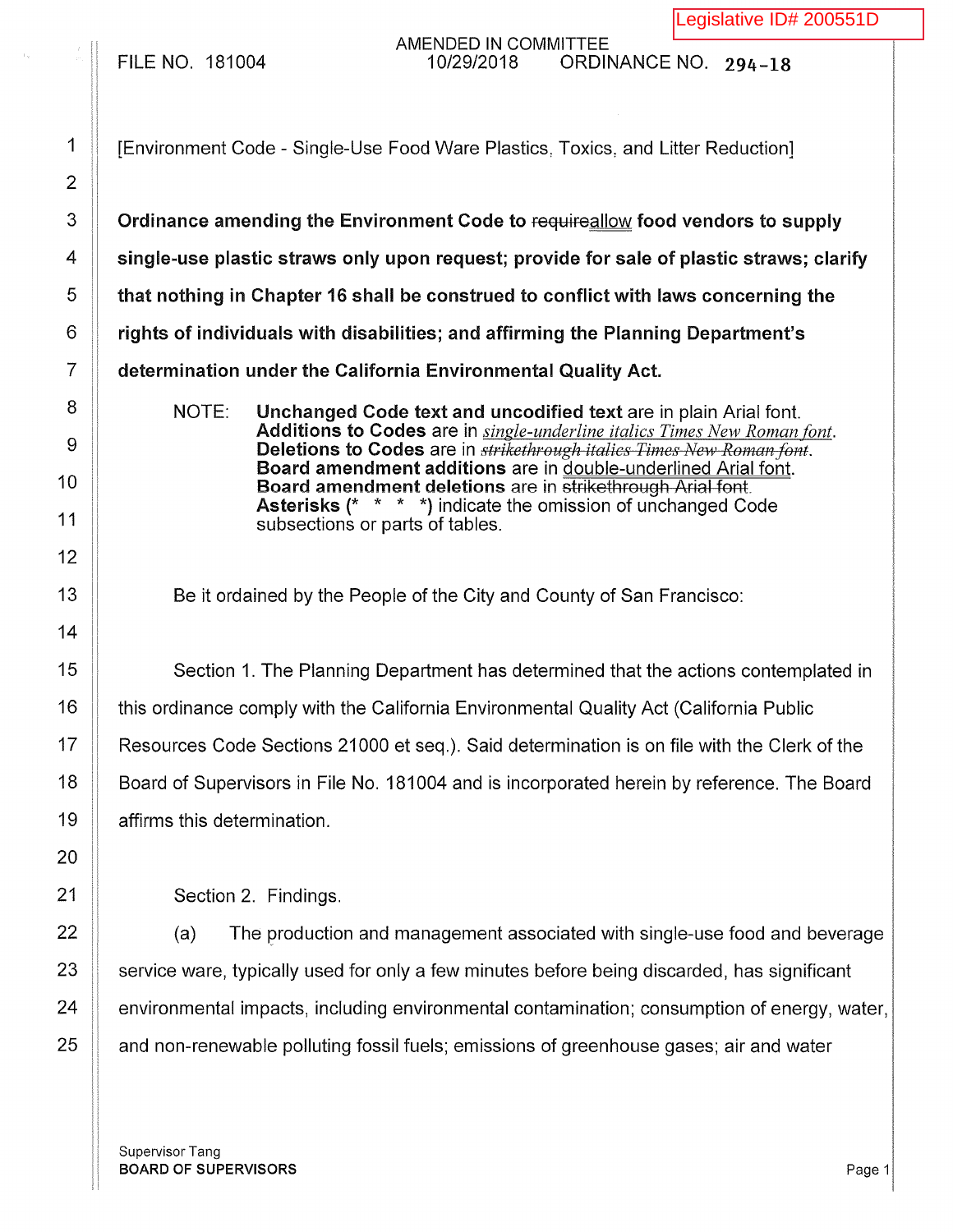Legislative ID# 200551D

FILE NO. 181004

AMENDED IN COMMITTEE
10/29/2018

ORDINANCE NO. 294-18

[Environment Code - Single-Use Food Ware Plastics, Toxics, and Litter Reduction]

**Ordinance amending the Environment Code to ~~require~~allow food vendors to supply single-use plastic straws only upon request; provide for sale of plastic straws; clarify that nothing in Chapter 16 shall be construed to conflict with laws concerning the rights of individuals with disabilities; and affirming the Planning Department's determination under the California Environmental Quality Act.**

NOTE: **Unchanged Code text and uncodified text** are in plain Arial font.
**Additions to Codes** are in *single-underline italics Times New Roman font*.
**Deletions to Codes** are in ~~*strikethrough italics Times New Roman font*~~.
**Board amendment additions** are in double-underlined Arial font.
**Board amendment deletions** are in ~~strikethrough Arial font~~.
**Asterisks (\*  \*  \*  \*)** indicate the omission of unchanged Code subsections or parts of tables.

Be it ordained by the People of the City and County of San Francisco:

Section 1. The Planning Department has determined that the actions contemplated in this ordinance comply with the California Environmental Quality Act (California Public Resources Code Sections 21000 et seq.). Said determination is on file with the Clerk of the Board of Supervisors in File No. 181004 and is incorporated herein by reference. The Board affirms this determination.

Section 2. Findings.

(a) The production and management associated with single-use food and beverage service ware, typically used for only a few minutes before being discarded, has significant environmental impacts, including environmental contamination; consumption of energy, water, and non-renewable polluting fossil fuels; emissions of greenhouse gases; air and water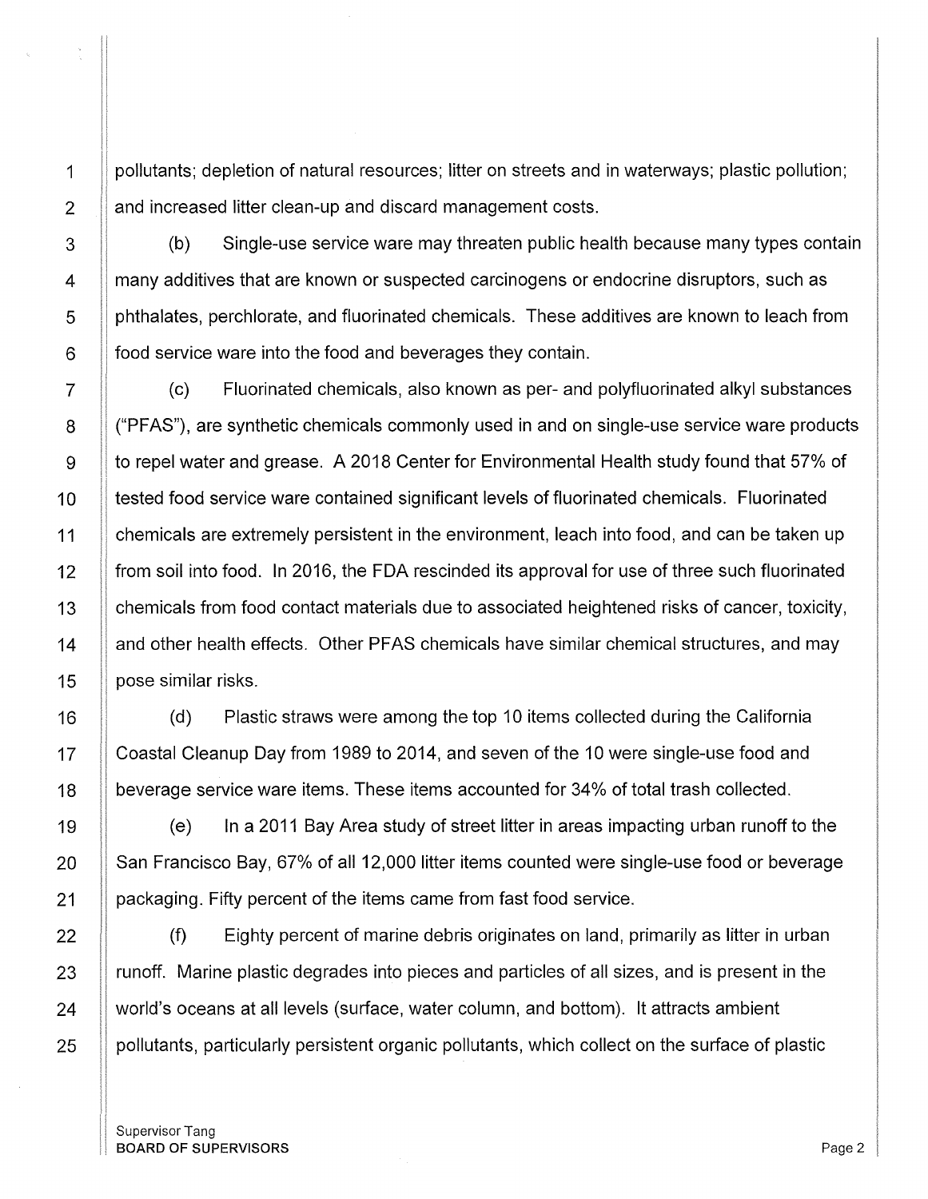pollutants; depletion of natural resources; litter on streets and in waterways; plastic pollution; and increased litter clean-up and discard management costs.

(b) Single-use service ware may threaten public health because many types contain many additives that are known or suspected carcinogens or endocrine disruptors, such as phthalates, perchlorate, and fluorinated chemicals. These additives are known to leach from food service ware into the food and beverages they contain.

(c) Fluorinated chemicals, also known as per- and polyfluorinated alkyl substances ("PFAS"), are synthetic chemicals commonly used in and on single-use service ware products to repel water and grease. A 2018 Center for Environmental Health study found that 57% of tested food service ware contained significant levels of fluorinated chemicals. Fluorinated chemicals are extremely persistent in the environment, leach into food, and can be taken up from soil into food. In 2016, the FDA rescinded its approval for use of three such fluorinated chemicals from food contact materials due to associated heightened risks of cancer, toxicity, and other health effects. Other PFAS chemicals have similar chemical structures, and may pose similar risks.

(d) Plastic straws were among the top 10 items collected during the California Coastal Cleanup Day from 1989 to 2014, and seven of the 10 were single-use food and beverage service ware items. These items accounted for 34% of total trash collected.

(e) In a 2011 Bay Area study of street litter in areas impacting urban runoff to the San Francisco Bay, 67% of all 12,000 litter items counted were single-use food or beverage packaging. Fifty percent of the items came from fast food service.

(f) Eighty percent of marine debris originates on land, primarily as litter in urban runoff. Marine plastic degrades into pieces and particles of all sizes, and is present in the world's oceans at all levels (surface, water column, and bottom). It attracts ambient pollutants, particularly persistent organic pollutants, which collect on the surface of plastic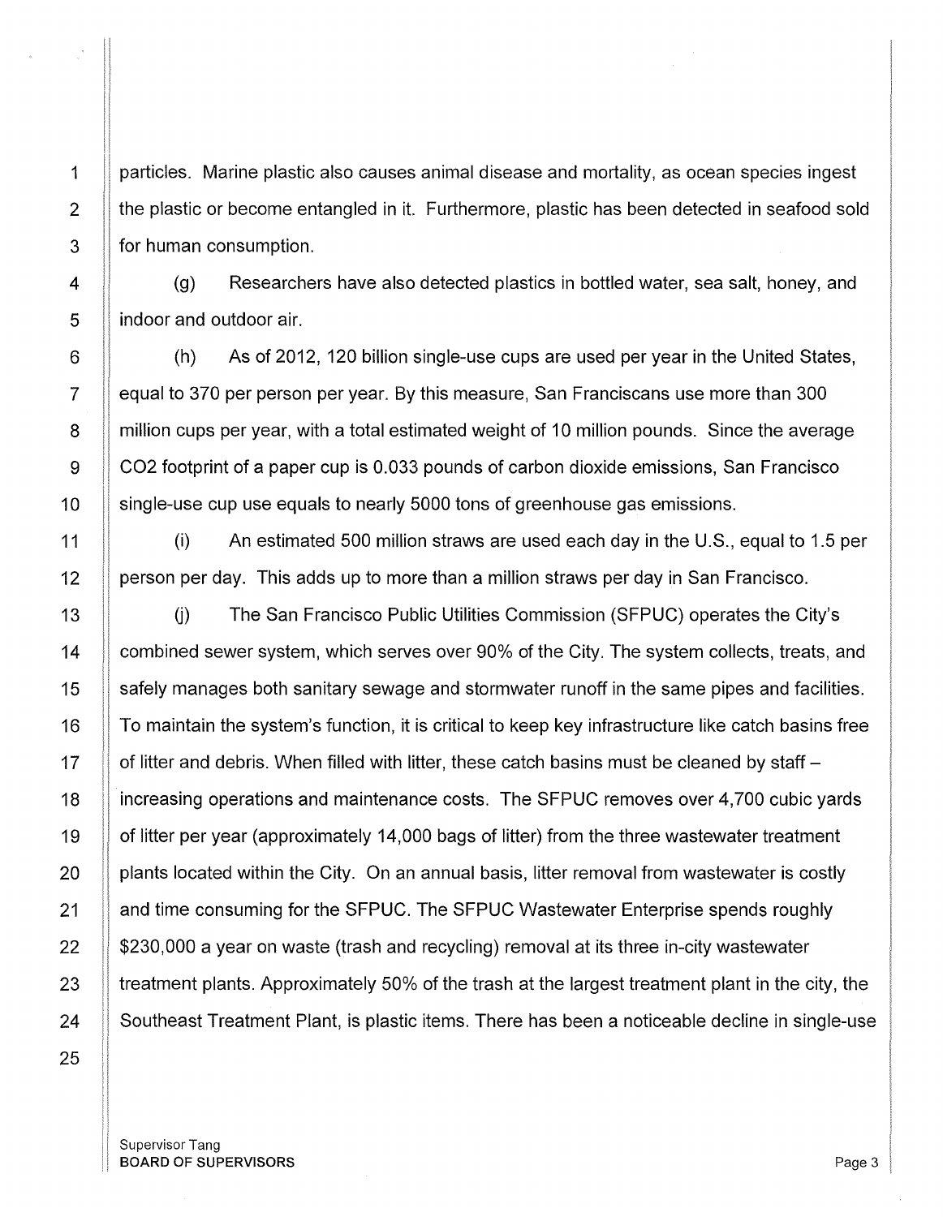particles. Marine plastic also causes animal disease and mortality, as ocean species ingest the plastic or become entangled in it. Furthermore, plastic has been detected in seafood sold for human consumption.

(g) Researchers have also detected plastics in bottled water, sea salt, honey, and indoor and outdoor air.

(h) As of 2012, 120 billion single-use cups are used per year in the United States, equal to 370 per person per year. By this measure, San Franciscans use more than 300 million cups per year, with a total estimated weight of 10 million pounds. Since the average $CO_2$ footprint of a paper cup is 0.033 pounds of carbon dioxide emissions, San Francisco single-use cup use equals to nearly 5000 tons of greenhouse gas emissions.

(i) An estimated 500 million straws are used each day in the U.S., equal to 1.5 per person per day. This adds up to more than a million straws per day in San Francisco.

(j) The San Francisco Public Utilities Commission (SFPUC) operates the City's combined sewer system, which serves over 90% of the City. The system collects, treats, and safely manages both sanitary sewage and stormwater runoff in the same pipes and facilities. To maintain the system's function, it is critical to keep key infrastructure like catch basins free of litter and debris. When filled with litter, these catch basins must be cleaned by staff – increasing operations and maintenance costs. The SFPUC removes over 4,700 cubic yards of litter per year (approximately 14,000 bags of litter) from the three wastewater treatment plants located within the City. On an annual basis, litter removal from wastewater is costly and time consuming for the SFPUC. The SFPUC Wastewater Enterprise spends roughly $230,000 a year on waste (trash and recycling) removal at its three in-city wastewater treatment plants. Approximately 50% of the trash at the largest treatment plant in the city, the Southeast Treatment Plant, is plastic items. There has been a noticeable decline in single-use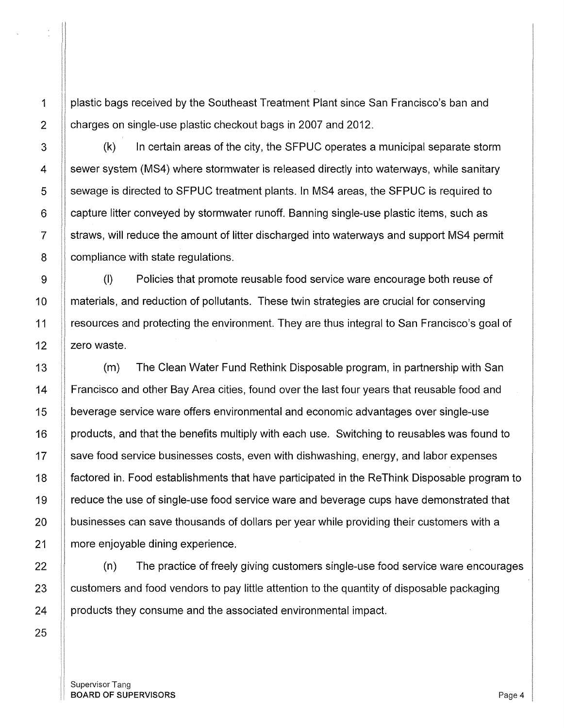plastic bags received by the Southeast Treatment Plant since San Francisco's ban and charges on single-use plastic checkout bags in 2007 and 2012.

(k) In certain areas of the city, the SFPUC operates a municipal separate storm sewer system (MS4) where stormwater is released directly into waterways, while sanitary sewage is directed to SFPUC treatment plants. In MS4 areas, the SFPUC is required to capture litter conveyed by stormwater runoff. Banning single-use plastic items, such as straws, will reduce the amount of litter discharged into waterways and support MS4 permit compliance with state regulations.

(l) Policies that promote reusable food service ware encourage both reuse of materials, and reduction of pollutants. These twin strategies are crucial for conserving resources and protecting the environment. They are thus integral to San Francisco's goal of zero waste.

(m) The Clean Water Fund Rethink Disposable program, in partnership with San Francisco and other Bay Area cities, found over the last four years that reusable food and beverage service ware offers environmental and economic advantages over single-use products, and that the benefits multiply with each use. Switching to reusables was found to save food service businesses costs, even with dishwashing, energy, and labor expenses factored in. Food establishments that have participated in the ReThink Disposable program to reduce the use of single-use food service ware and beverage cups have demonstrated that businesses can save thousands of dollars per year while providing their customers with a more enjoyable dining experience.

(n) The practice of freely giving customers single-use food service ware encourages customers and food vendors to pay little attention to the quantity of disposable packaging products they consume and the associated environmental impact.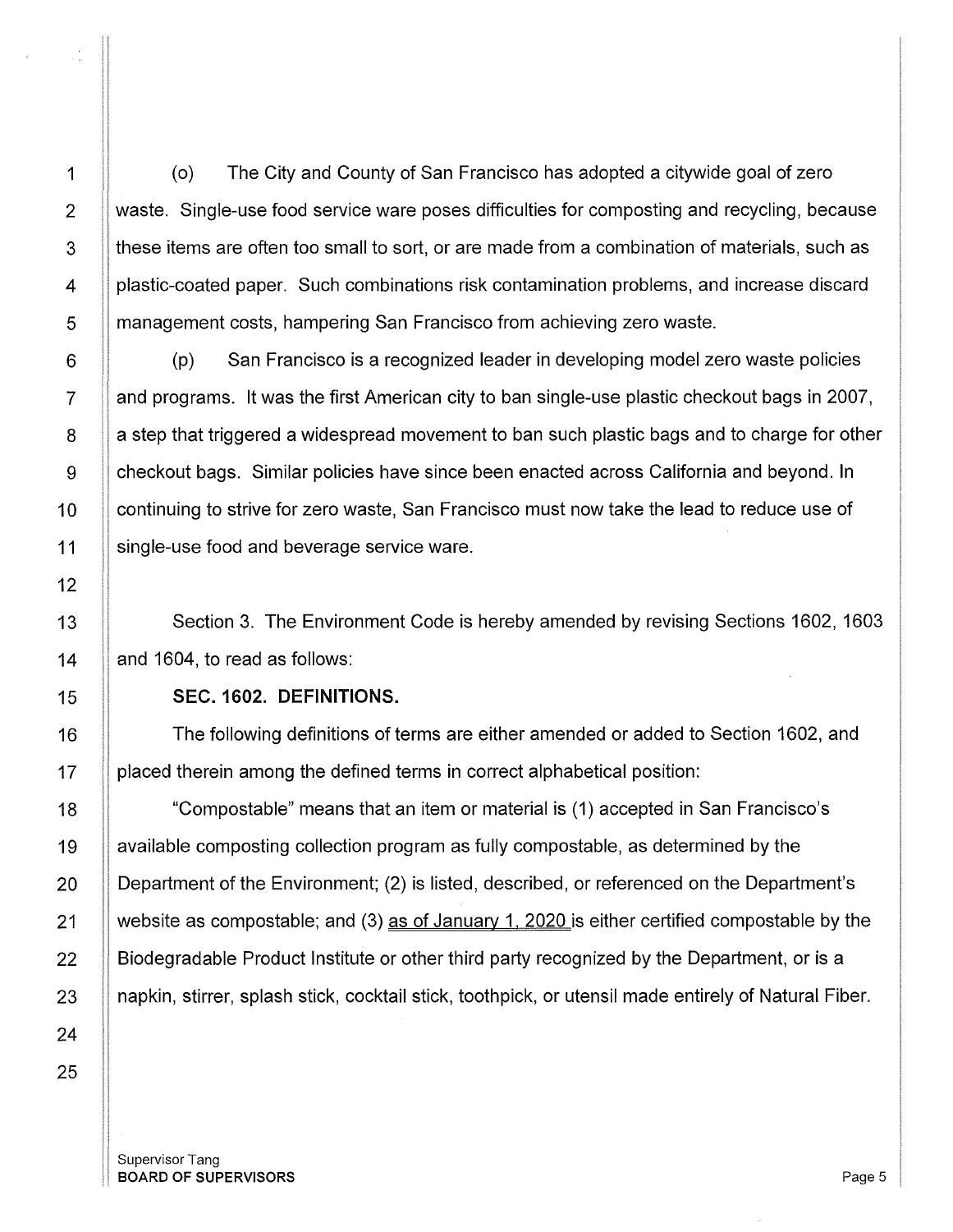(o) The City and County of San Francisco has adopted a citywide goal of zero waste. Single-use food service ware poses difficulties for composting and recycling, because these items are often too small to sort, or are made from a combination of materials, such as plastic-coated paper. Such combinations risk contamination problems, and increase discard management costs, hampering San Francisco from achieving zero waste.

(p) San Francisco is a recognized leader in developing model zero waste policies and programs. It was the first American city to ban single-use plastic checkout bags in 2007, a step that triggered a widespread movement to ban such plastic bags and to charge for other checkout bags. Similar policies have since been enacted across California and beyond. In continuing to strive for zero waste, San Francisco must now take the lead to reduce use of single-use food and beverage service ware.

Section 3. The Environment Code is hereby amended by revising Sections 1602, 1603 and 1604, to read as follows:

**SEC. 1602. DEFINITIONS.**

The following definitions of terms are either amended or added to Section 1602, and placed therein among the defined terms in correct alphabetical position:

"Compostable" means that an item or material is (1) accepted in San Francisco's available composting collection program as fully compostable, as determined by the Department of the Environment; (2) is listed, described, or referenced on the Department's website as compostable; and (3) <u>as of January 1, 2020</u> is either certified compostable by the Biodegradable Product Institute or other third party recognized by the Department, or is a napkin, stirrer, splash stick, cocktail stick, toothpick, or utensil made entirely of Natural Fiber.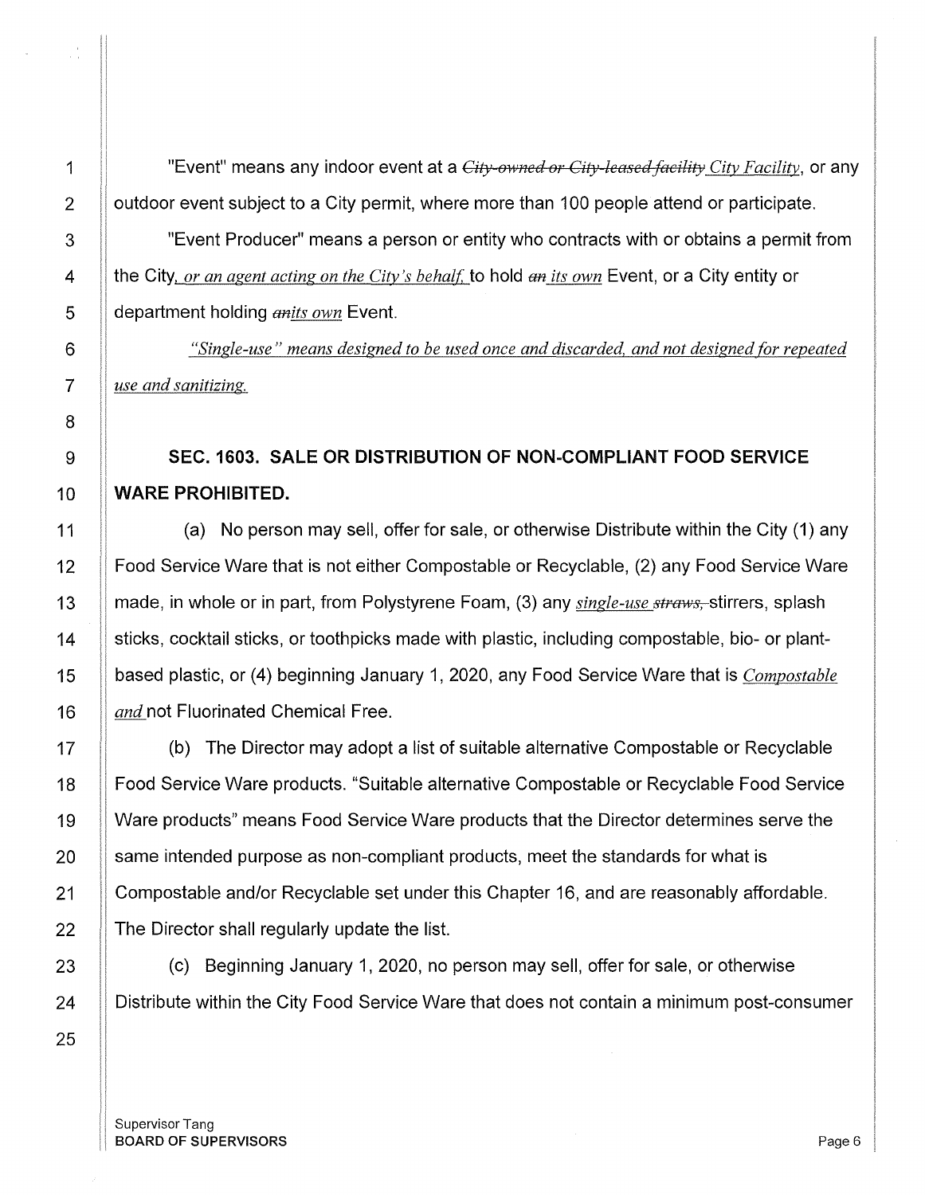"Event" means any indoor event at a ~~City-owned or City-leased facility~~ *City Facility*, or any outdoor event subject to a City permit, where more than 100 people attend or participate.

"Event Producer" means a person or entity who contracts with or obtains a permit from the City*, or an agent acting on the City's behalf,* to hold ~~an~~ *its own* Event, or a City entity or department holding ~~an~~*its own* Event.

*"Single-use" means designed to be used once and discarded, and not designed for repeated use and sanitizing.*

## SEC. 1603. SALE OR DISTRIBUTION OF NON-COMPLIANT FOOD SERVICE WARE PROHIBITED.

(a) No person may sell, offer for sale, or otherwise Distribute within the City (1) any Food Service Ware that is not either Compostable or Recyclable, (2) any Food Service Ware made, in whole or in part, from Polystyrene Foam, (3) any *single-use* ~~straws,~~ stirrers, splash sticks, cocktail sticks, or toothpicks made with plastic, including compostable, bio- or plant-based plastic, or (4) beginning January 1, 2020, any Food Service Ware that is *Compostable and* not Fluorinated Chemical Free.

(b) The Director may adopt a list of suitable alternative Compostable or Recyclable Food Service Ware products. "Suitable alternative Compostable or Recyclable Food Service Ware products" means Food Service Ware products that the Director determines serve the same intended purpose as non-compliant products, meet the standards for what is Compostable and/or Recyclable set under this Chapter 16, and are reasonably affordable. The Director shall regularly update the list.

(c) Beginning January 1, 2020, no person may sell, offer for sale, or otherwise Distribute within the City Food Service Ware that does not contain a minimum post-consumer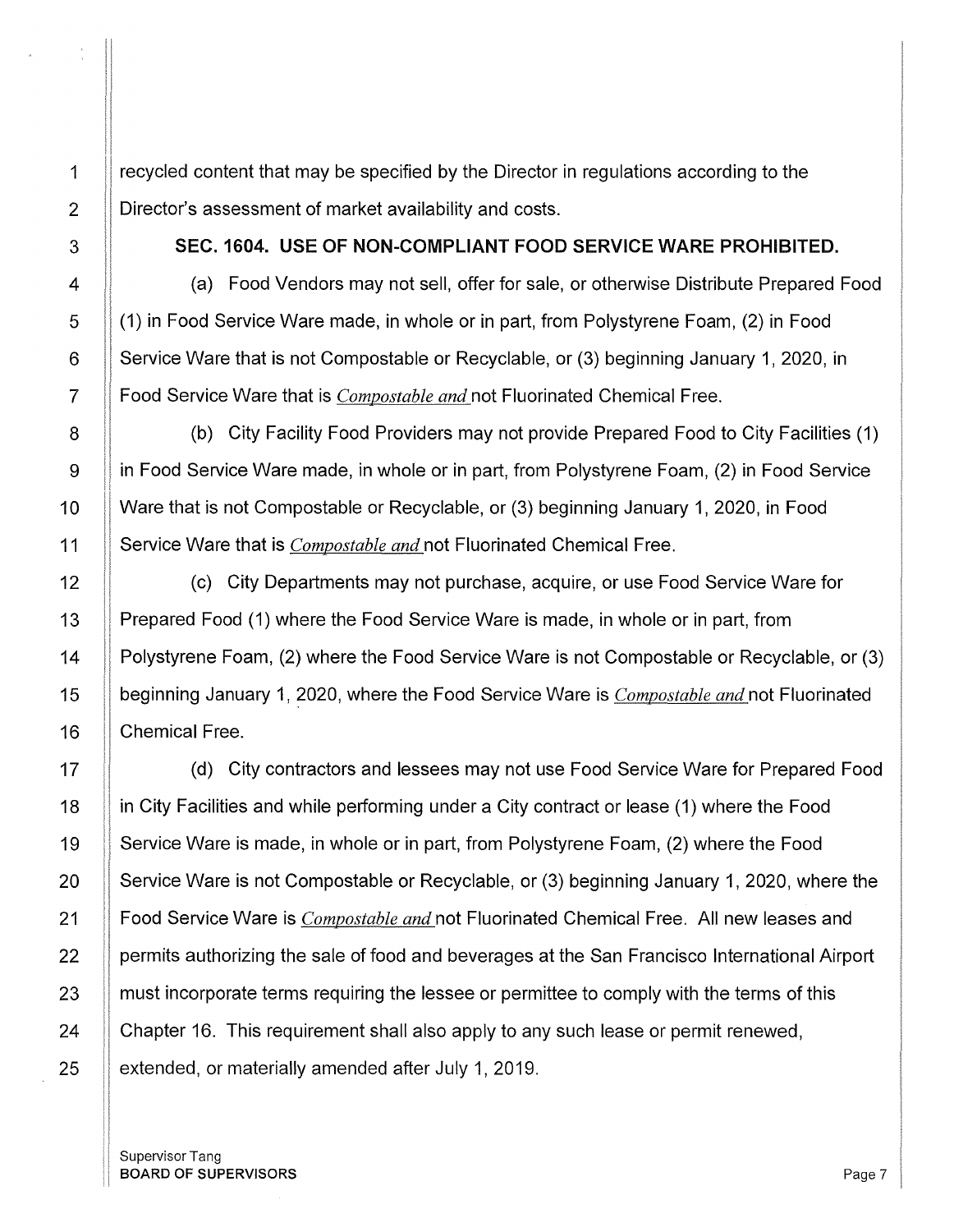recycled content that may be specified by the Director in regulations according to the Director's assessment of market availability and costs.

**SEC. 1604. USE OF NON-COMPLIANT FOOD SERVICE WARE PROHIBITED.**

(a) Food Vendors may not sell, offer for sale, or otherwise Distribute Prepared Food (1) in Food Service Ware made, in whole or in part, from Polystyrene Foam, (2) in Food Service Ware that is not Compostable or Recyclable, or (3) beginning January 1, 2020, in Food Service Ware that is *Compostable and* not Fluorinated Chemical Free.

(b) City Facility Food Providers may not provide Prepared Food to City Facilities (1) in Food Service Ware made, in whole or in part, from Polystyrene Foam, (2) in Food Service Ware that is not Compostable or Recyclable, or (3) beginning January 1, 2020, in Food Service Ware that is *Compostable and* not Fluorinated Chemical Free.

(c) City Departments may not purchase, acquire, or use Food Service Ware for Prepared Food (1) where the Food Service Ware is made, in whole or in part, from Polystyrene Foam, (2) where the Food Service Ware is not Compostable or Recyclable, or (3) beginning January 1, 2020, where the Food Service Ware is *Compostable and* not Fluorinated Chemical Free.

(d) City contractors and lessees may not use Food Service Ware for Prepared Food in City Facilities and while performing under a City contract or lease (1) where the Food Service Ware is made, in whole or in part, from Polystyrene Foam, (2) where the Food Service Ware is not Compostable or Recyclable, or (3) beginning January 1, 2020, where the Food Service Ware is *Compostable and* not Fluorinated Chemical Free. All new leases and permits authorizing the sale of food and beverages at the San Francisco International Airport must incorporate terms requiring the lessee or permittee to comply with the terms of this Chapter 16. This requirement shall also apply to any such lease or permit renewed, extended, or materially amended after July 1, 2019.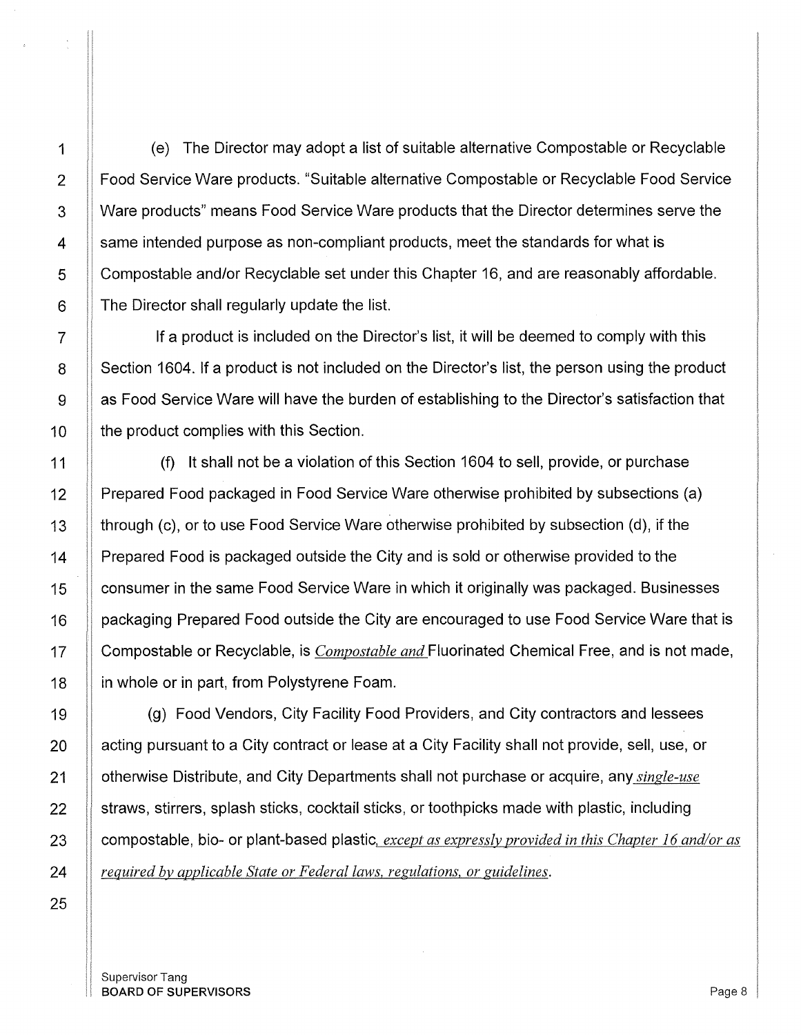(e) The Director may adopt a list of suitable alternative Compostable or Recyclable Food Service Ware products. "Suitable alternative Compostable or Recyclable Food Service Ware products" means Food Service Ware products that the Director determines serve the same intended purpose as non-compliant products, meet the standards for what is Compostable and/or Recyclable set under this Chapter 16, and are reasonably affordable. The Director shall regularly update the list.

If a product is included on the Director's list, it will be deemed to comply with this Section 1604. If a product is not included on the Director's list, the person using the product as Food Service Ware will have the burden of establishing to the Director's satisfaction that the product complies with this Section.

(f) It shall not be a violation of this Section 1604 to sell, provide, or purchase Prepared Food packaged in Food Service Ware otherwise prohibited by subsections (a) through (c), or to use Food Service Ware otherwise prohibited by subsection (d), if the Prepared Food is packaged outside the City and is sold or otherwise provided to the consumer in the same Food Service Ware in which it originally was packaged. Businesses packaging Prepared Food outside the City are encouraged to use Food Service Ware that is Compostable or Recyclable, is *Compostable and* Fluorinated Chemical Free, and is not made, in whole or in part, from Polystyrene Foam.

(g) Food Vendors, City Facility Food Providers, and City contractors and lessees acting pursuant to a City contract or lease at a City Facility shall not provide, sell, use, or otherwise Distribute, and City Departments shall not purchase or acquire, any *single-use* straws, stirrers, splash sticks, cocktail sticks, or toothpicks made with plastic, including compostable, bio- or plant-based plastic*, except as expressly provided in this Chapter 16 and/or as required by applicable State or Federal laws, regulations, or guidelines*.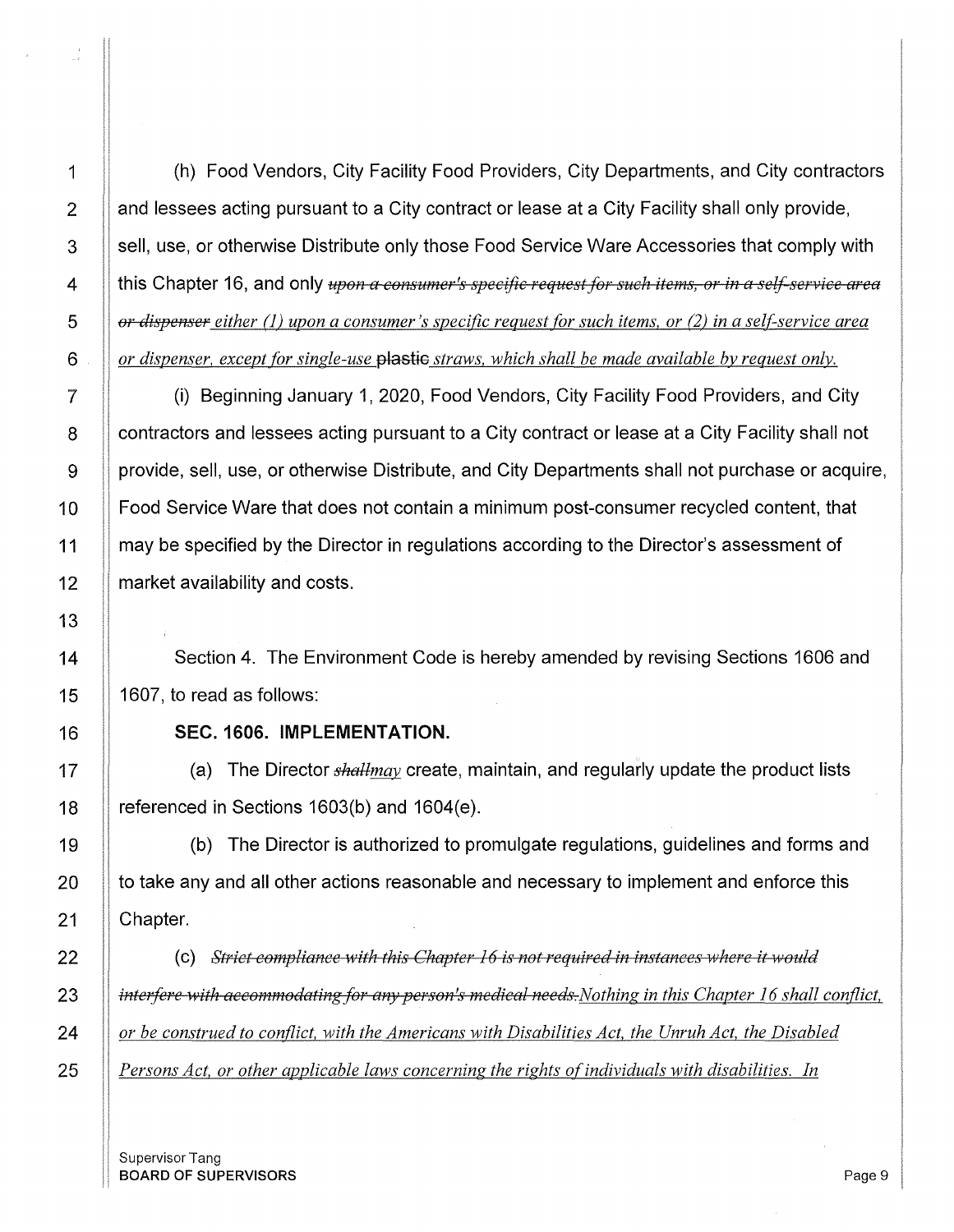(h) Food Vendors, City Facility Food Providers, City Departments, and City contractors and lessees acting pursuant to a City contract or lease at a City Facility shall only provide, sell, use, or otherwise Distribute only those Food Service Ware Accessories that comply with this Chapter 16, and only ~~*upon a consumer's specific request for such items, or in a self-service area or dispenser*~~ *either (1) upon a consumer's specific request for such items, or (2) in a self-service area or dispenser, except for single-use* ~~plastic~~ *straws, which shall be made available by request only.*

(i) Beginning January 1, 2020, Food Vendors, City Facility Food Providers, and City contractors and lessees acting pursuant to a City contract or lease at a City Facility shall not provide, sell, use, or otherwise Distribute, and City Departments shall not purchase or acquire, Food Service Ware that does not contain a minimum post-consumer recycled content, that may be specified by the Director in regulations according to the Director's assessment of market availability and costs.

Section 4. The Environment Code is hereby amended by revising Sections 1606 and 1607, to read as follows:

**SEC. 1606. IMPLEMENTATION.**

(a) The Director ~~*shall*~~*may* create, maintain, and regularly update the product lists referenced in Sections 1603(b) and 1604(e).

(b) The Director is authorized to promulgate regulations, guidelines and forms and to take any and all other actions reasonable and necessary to implement and enforce this Chapter.

(c) ~~*Strict compliance with this Chapter 16 is not required in instances where it would interfere with accommodating for any person's medical needs.*~~*Nothing in this Chapter 16 shall conflict, or be construed to conflict, with the Americans with Disabilities Act, the Unruh Act, the Disabled Persons Act, or other applicable laws concerning the rights of individuals with disabilities. In*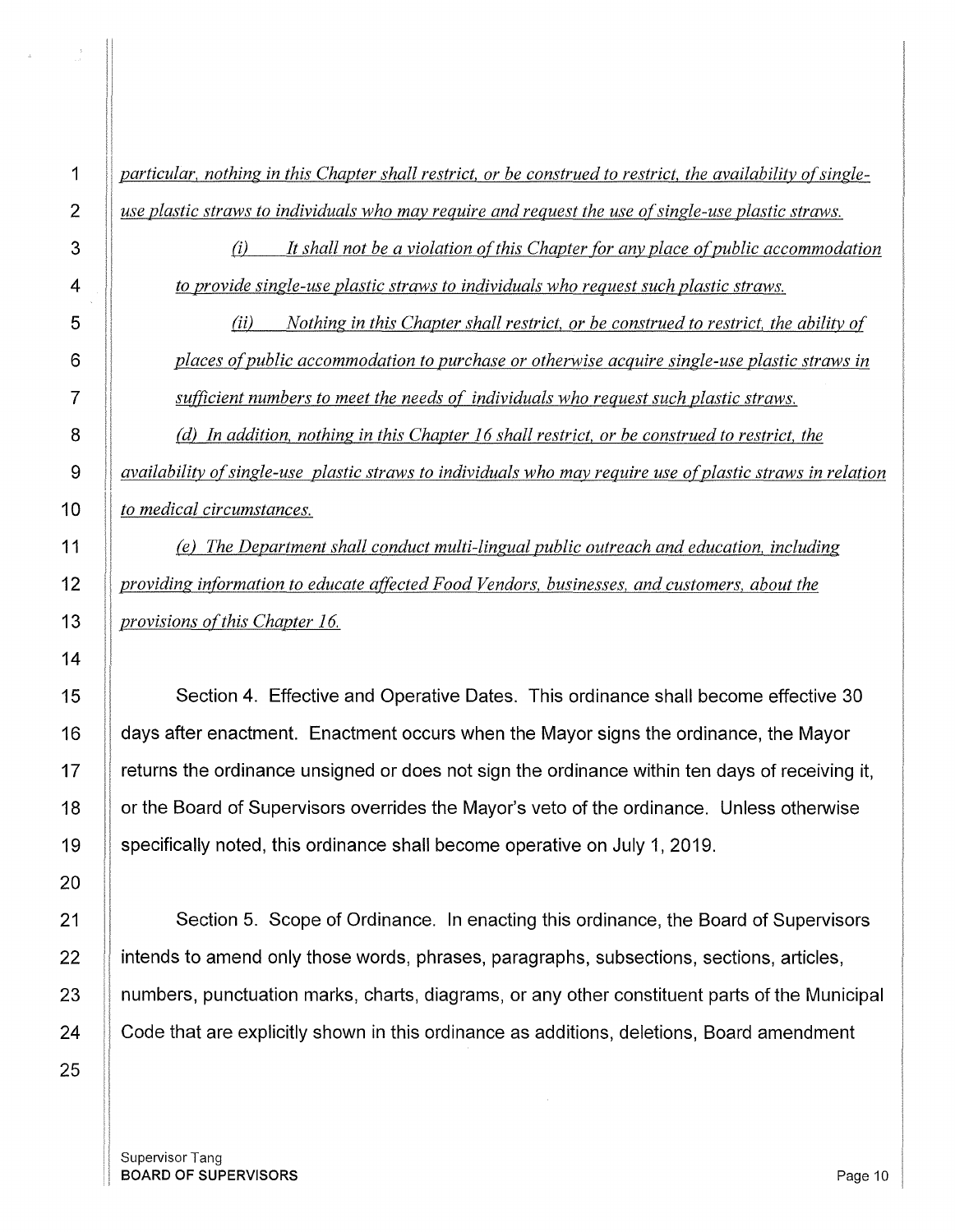*particular, nothing in this Chapter shall restrict, or be construed to restrict, the availability of single-use plastic straws to individuals who may require and request the use of single-use plastic straws.*

*(i) It shall not be a violation of this Chapter for any place of public accommodation to provide single-use plastic straws to individuals who request such plastic straws.*

*(ii) Nothing in this Chapter shall restrict, or be construed to restrict, the ability of places of public accommodation to purchase or otherwise acquire single-use plastic straws in sufficient numbers to meet the needs of individuals who request such plastic straws.*

*(d) In addition, nothing in this Chapter 16 shall restrict, or be construed to restrict, the availability of single-use plastic straws to individuals who may require use of plastic straws in relation to medical circumstances.*

*(e) The Department shall conduct multi-lingual public outreach and education, including providing information to educate affected Food Vendors, businesses, and customers, about the provisions of this Chapter 16.*

Section 4. Effective and Operative Dates. This ordinance shall become effective 30 days after enactment. Enactment occurs when the Mayor signs the ordinance, the Mayor returns the ordinance unsigned or does not sign the ordinance within ten days of receiving it, or the Board of Supervisors overrides the Mayor's veto of the ordinance. Unless otherwise specifically noted, this ordinance shall become operative on July 1, 2019.

Section 5. Scope of Ordinance. In enacting this ordinance, the Board of Supervisors intends to amend only those words, phrases, paragraphs, subsections, sections, articles, numbers, punctuation marks, charts, diagrams, or any other constituent parts of the Municipal Code that are explicitly shown in this ordinance as additions, deletions, Board amendment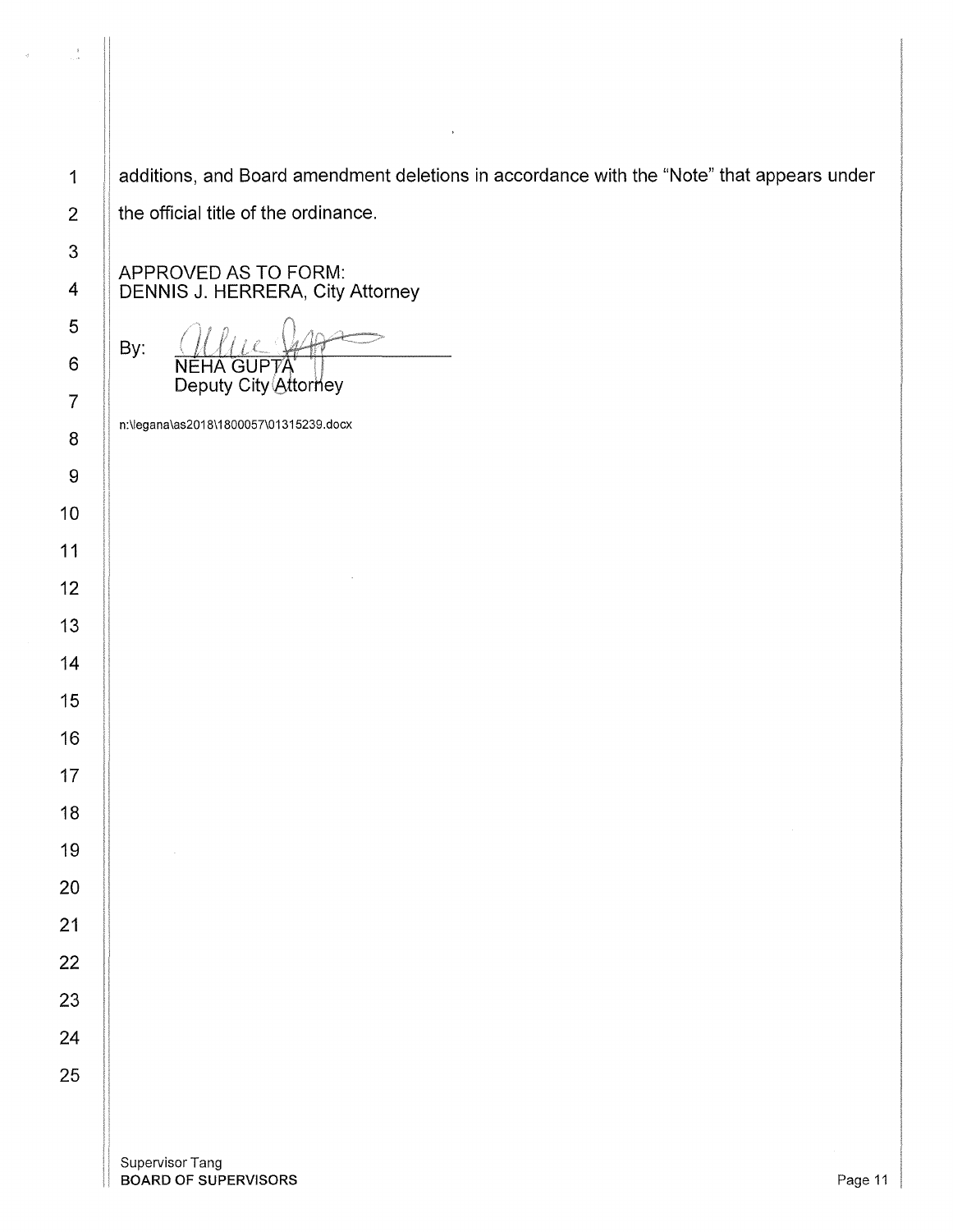additions, and Board amendment deletions in accordance with the "Note" that appears under the official title of the ordinance.

APPROVED AS TO FORM:
DENNIS J. HERRERA, City Attorney

By: ______________________
NEHA GUPTA
Deputy City Attorney

n:\legana\as2018\1800057\01315239.docx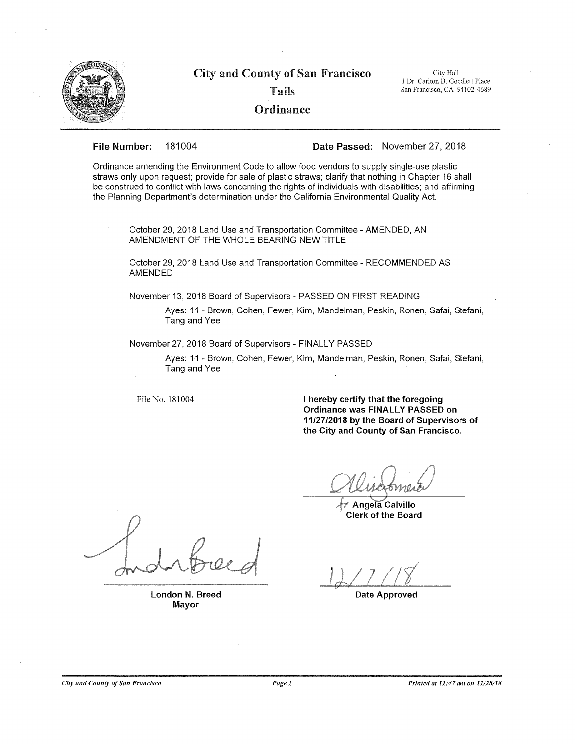# City and County of San Francisco

## Tails

## Ordinance

City Hall
1 Dr. Carlton B. Goodlett Place
San Francisco, CA 94102-4689

**File Number:** 181004 **Date Passed:** November 27, 2018

Ordinance amending the Environment Code to allow food vendors to supply single-use plastic straws only upon request; provide for sale of plastic straws; clarify that nothing in Chapter 16 shall be construed to conflict with laws concerning the rights of individuals with disabilities; and affirming the Planning Department's determination under the California Environmental Quality Act.

October 29, 2018 Land Use and Transportation Committee - AMENDED, AN AMENDMENT OF THE WHOLE BEARING NEW TITLE

October 29, 2018 Land Use and Transportation Committee - RECOMMENDED AS AMENDED

November 13, 2018 Board of Supervisors - PASSED ON FIRST READING

Ayes: 11 - Brown, Cohen, Fewer, Kim, Mandelman, Peskin, Ronen, Safai, Stefani, Tang and Yee

November 27, 2018 Board of Supervisors - FINALLY PASSED

Ayes: 11 - Brown, Cohen, Fewer, Kim, Mandelman, Peskin, Ronen, Safai, Stefani, Tang and Yee

File No. 181004

**I hereby certify that the foregoing Ordinance was FINALLY PASSED on 11/27/2018 by the Board of Supervisors of the City and County of San Francisco.**

for **Angela Calvillo**
**Clerk of the Board**

**London N. Breed**
**Mayor**

12/7/18
**Date Approved**